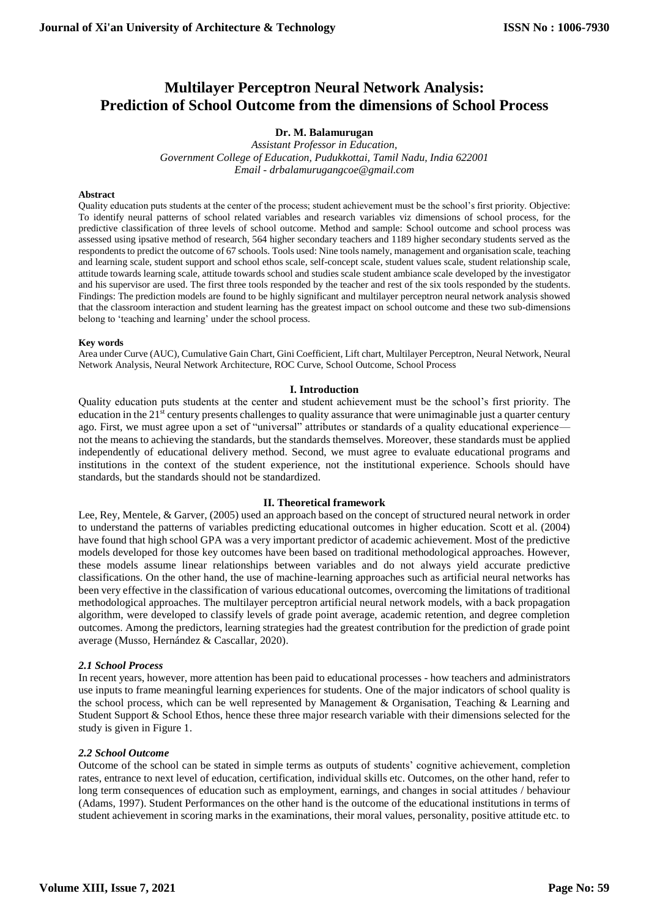# Multilayer Perceptron Neural Network Analysis: Prediction of School Outcome from the dimensions of School Process

**Dr. M. Balamurugan**

*Assistant Professor in Education,*
*Government College of Education, Pudukkottai, Tamil Nadu, India 622001*
*Email - drbalamurugangcoe@gmail.com*

**Abstract**

Quality education puts students at the center of the process; student achievement must be the school's first priority. Objective: To identify neural patterns of school related variables and research variables viz dimensions of school process, for the predictive classification of three levels of school outcome. Method and sample: School outcome and school process was assessed using ipsative method of research, 564 higher secondary teachers and 1189 higher secondary students served as the respondents to predict the outcome of 67 schools. Tools used: Nine tools namely, management and organisation scale, teaching and learning scale, student support and school ethos scale, self-concept scale, student values scale, student relationship scale, attitude towards learning scale, attitude towards school and studies scale student ambiance scale developed by the investigator and his supervisor are used. The first three tools responded by the teacher and rest of the six tools responded by the students. Findings: The prediction models are found to be highly significant and multilayer perceptron neural network analysis showed that the classroom interaction and student learning has the greatest impact on school outcome and these two sub-dimensions belong to 'teaching and learning' under the school process.

**Key words**

Area under Curve (AUC), Cumulative Gain Chart, Gini Coefficient, Lift chart, Multilayer Perceptron, Neural Network, Neural Network Analysis, Neural Network Architecture, ROC Curve, School Outcome, School Process

## I. Introduction

Quality education puts students at the center and student achievement must be the school's first priority. The education in the 21st century presents challenges to quality assurance that were unimaginable just a quarter century ago. First, we must agree upon a set of "universal" attributes or standards of a quality educational experience—not the means to achieving the standards, but the standards themselves. Moreover, these standards must be applied independently of educational delivery method. Second, we must agree to evaluate educational programs and institutions in the context of the student experience, not the institutional experience. Schools should have standards, but the standards should not be standardized.

## II. Theoretical framework

Lee, Rey, Mentele, & Garver, (2005) used an approach based on the concept of structured neural network in order to understand the patterns of variables predicting educational outcomes in higher education. Scott et al. (2004) have found that high school GPA was a very important predictor of academic achievement. Most of the predictive models developed for those key outcomes have been based on traditional methodological approaches. However, these models assume linear relationships between variables and do not always yield accurate predictive classifications. On the other hand, the use of machine-learning approaches such as artificial neural networks has been very effective in the classification of various educational outcomes, overcoming the limitations of traditional methodological approaches. The multilayer perceptron artificial neural network models, with a back propagation algorithm, were developed to classify levels of grade point average, academic retention, and degree completion outcomes. Among the predictors, learning strategies had the greatest contribution for the prediction of grade point average (Musso, Hernández & Cascallar, 2020).

### *2.1 School Process*

In recent years, however, more attention has been paid to educational processes - how teachers and administrators use inputs to frame meaningful learning experiences for students. One of the major indicators of school quality is the school process, which can be well represented by Management & Organisation, Teaching & Learning and Student Support & School Ethos, hence these three major research variable with their dimensions selected for the study is given in Figure 1.

### *2.2 School Outcome*

Outcome of the school can be stated in simple terms as outputs of students' cognitive achievement, completion rates, entrance to next level of education, certification, individual skills etc. Outcomes, on the other hand, refer to long term consequences of education such as employment, earnings, and changes in social attitudes / behaviour (Adams, 1997). Student Performances on the other hand is the outcome of the educational institutions in terms of student achievement in scoring marks in the examinations, their moral values, personality, positive attitude etc. to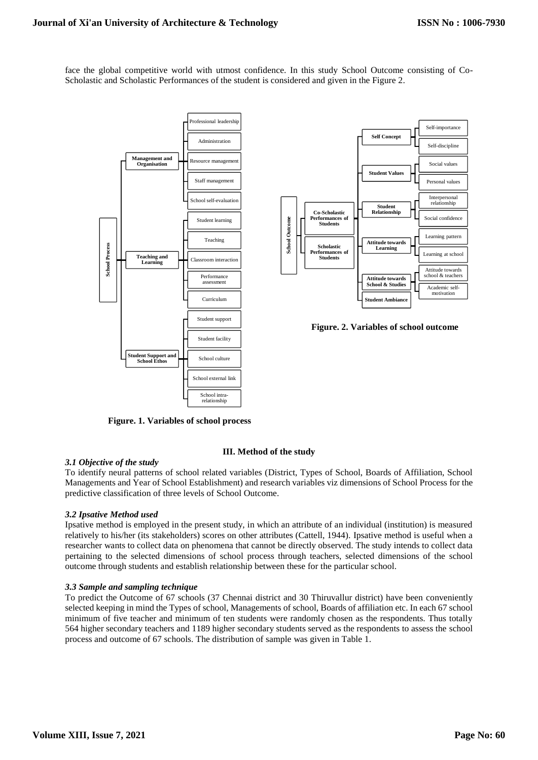face the global competitive world with utmost confidence. In this study School Outcome consisting of Co-Scholastic and Scholastic Performances of the student is considered and given in the Figure 2.

- **School Process**
  - **Management and Organisation**
    - Professional leadership
    - Administration
    - Resource management
    - Staff management
    - School self-evaluation
  - **Teaching and Learning**
    - Student learning
    - Teaching
    - Classroom interaction
    - Performance assessment
    - Curriculum
  - **Student Support and School Ethos**
    - Student support
    - Student facility
    - School culture
    - School external link
    - School intra-relationship

**Figure. 1. Variables of school process**

- **School Outcome**
  - **Co-Scholastic Performances of Students**
  - **Scholastic Performances of Students**
  - **Self Concept**
    - Self-importance
    - Self-discipline
  - **Student Values**
    - Social values
    - Personal values
  - **Student Relationship**
    - Interpersonal relationship
    - Social confidence
  - **Attitude towards Learning**
    - Learning pattern
    - Learning at school
  - **Attitude towards School & Studies**
    - Attitude towards school & teachers
    - Academic self-motivation
  - **Student Ambiance**

**Figure. 2. Variables of school outcome**

## III. Method of the study

### *3.1 Objective of the study*

To identify neural patterns of school related variables (District, Types of School, Boards of Affiliation, School Managements and Year of School Establishment) and research variables viz dimensions of School Process for the predictive classification of three levels of School Outcome.

### *3.2 Ipsative Method used*

Ipsative method is employed in the present study, in which an attribute of an individual (institution) is measured relatively to his/her (its stakeholders) scores on other attributes (Cattell, 1944). Ipsative method is useful when a researcher wants to collect data on phenomena that cannot be directly observed. The study intends to collect data pertaining to the selected dimensions of school process through teachers, selected dimensions of the school outcome through students and establish relationship between these for the particular school.

### *3.3 Sample and sampling technique*

To predict the Outcome of 67 schools (37 Chennai district and 30 Thiruvallur district) have been conveniently selected keeping in mind the Types of school, Managements of school, Boards of affiliation etc. In each 67 school minimum of five teacher and minimum of ten students were randomly chosen as the respondents. Thus totally 564 higher secondary teachers and 1189 higher secondary students served as the respondents to assess the school process and outcome of 67 schools. The distribution of sample was given in Table 1.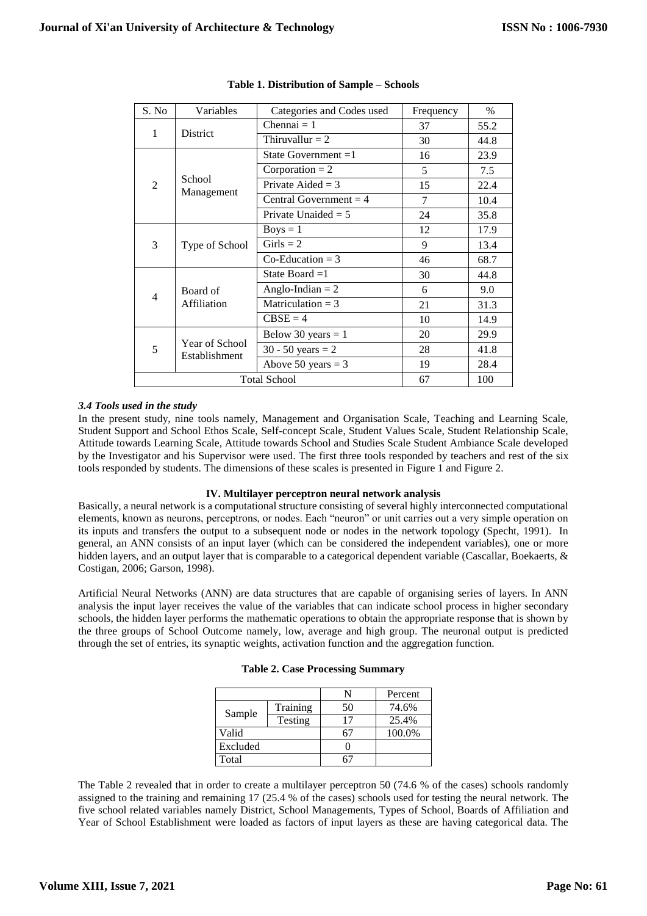**Table 1. Distribution of Sample – Schools**

| S. No | Variables | Categories and Codes used | Frequency | % |
|---|---|---|---|---|
| 1 | District | Chennai = 1 | 37 | 55.2 |
| | | Thiruvallur = 2 | 30 | 44.8 |
| 2 | School Management | State Government =1 | 16 | 23.9 |
| | | Corporation = 2 | 5 | 7.5 |
| | | Private Aided = 3 | 15 | 22.4 |
| | | Central Government = 4 | 7 | 10.4 |
| | | Private Unaided = 5 | 24 | 35.8 |
| 3 | Type of School | Boys = 1 | 12 | 17.9 |
| | | Girls = 2 | 9 | 13.4 |
| | | Co-Education = 3 | 46 | 68.7 |
| 4 | Board of Affiliation | State Board =1 | 30 | 44.8 |
| | | Anglo-Indian = 2 | 6 | 9.0 |
| | | Matriculation = 3 | 21 | 31.3 |
| | | CBSE = 4 | 10 | 14.9 |
| 5 | Year of School Establishment | Below 30 years = 1 | 20 | 29.9 |
| | | 30 - 50 years = 2 | 28 | 41.8 |
| | | Above 50 years = 3 | 19 | 28.4 |
| Total School | | | 67 | 100 |

### *3.4 Tools used in the study*

In the present study, nine tools namely, Management and Organisation Scale, Teaching and Learning Scale, Student Support and School Ethos Scale, Self-concept Scale, Student Values Scale, Student Relationship Scale, Attitude towards Learning Scale, Attitude towards School and Studies Scale Student Ambiance Scale developed by the Investigator and his Supervisor were used. The first three tools responded by teachers and rest of the six tools responded by students. The dimensions of these scales is presented in Figure 1 and Figure 2.

## IV. Multilayer perceptron neural network analysis

Basically, a neural network is a computational structure consisting of several highly interconnected computational elements, known as neurons, perceptrons, or nodes. Each "neuron" or unit carries out a very simple operation on its inputs and transfers the output to a subsequent node or nodes in the network topology (Specht, 1991). In general, an ANN consists of an input layer (which can be considered the independent variables), one or more hidden layers, and an output layer that is comparable to a categorical dependent variable (Cascallar, Boekaerts, & Costigan, 2006; Garson, 1998).

Artificial Neural Networks (ANN) are data structures that are capable of organising series of layers. In ANN analysis the input layer receives the value of the variables that can indicate school process in higher secondary schools, the hidden layer performs the mathematic operations to obtain the appropriate response that is shown by the three groups of School Outcome namely, low, average and high group. The neuronal output is predicted through the set of entries, its synaptic weights, activation function and the aggregation function.

**Table 2. Case Processing Summary**

| | | N | Percent |
|---|---|---|---|
| Sample | Training | 50 | 74.6% |
| | Testing | 17 | 25.4% |
| Valid | | 67 | 100.0% |
| Excluded | | 0 | |
| Total | | 67 | |

The Table 2 revealed that in order to create a multilayer perceptron 50 (74.6 % of the cases) schools randomly assigned to the training and remaining 17 (25.4 % of the cases) schools used for testing the neural network. The five school related variables namely District, School Managements, Types of School, Boards of Affiliation and Year of School Establishment were loaded as factors of input layers as these are having categorical data. The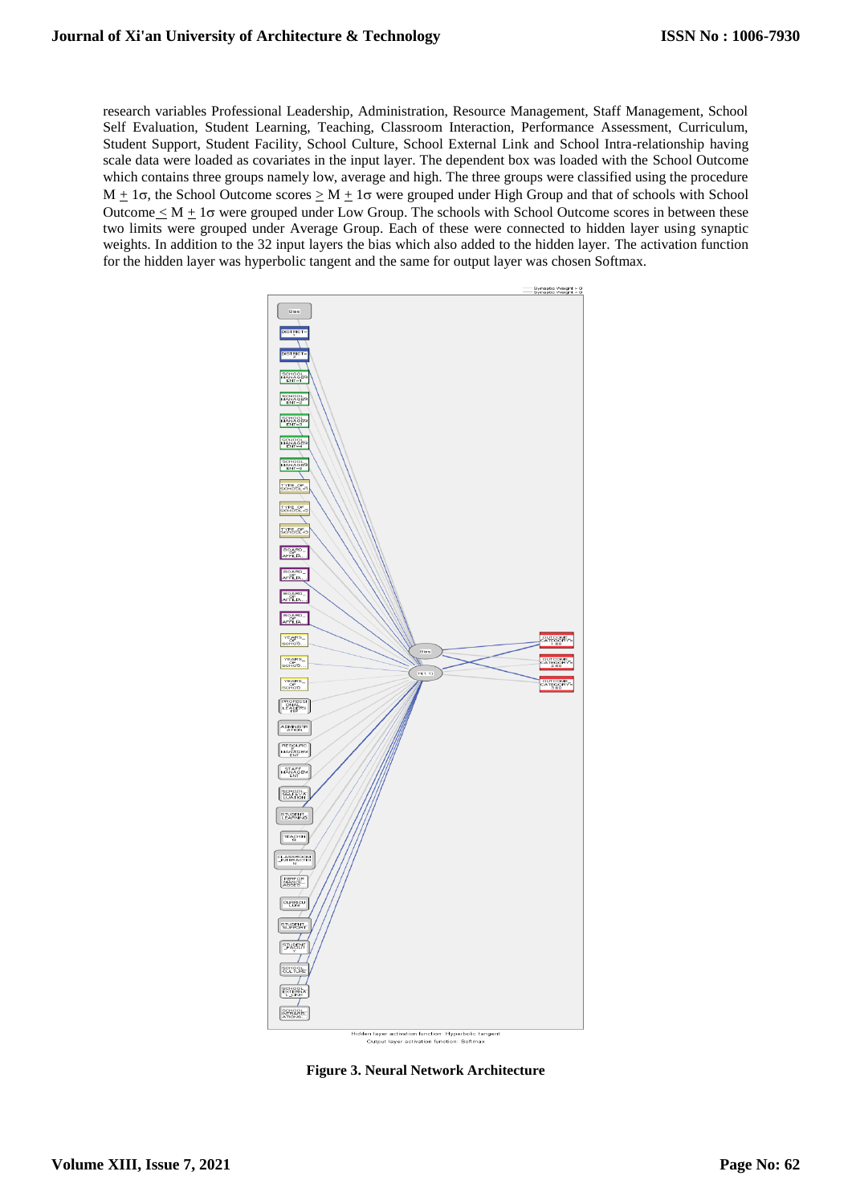research variables Professional Leadership, Administration, Resource Management, Staff Management, School Self Evaluation, Student Learning, Teaching, Classroom Interaction, Performance Assessment, Curriculum, Student Support, Student Facility, School Culture, School External Link and School Intra-relationship having scale data were loaded as covariates in the input layer. The dependent box was loaded with the School Outcome which contains three groups namely low, average and high. The three groups were classified using the procedure $M \pm 1\sigma$, the School Outcome scores $\geq M \pm 1\sigma$ were grouped under High Group and that of schools with School Outcome $\leq M \pm 1\sigma$ were grouped under Low Group. The schools with School Outcome scores in between these two limits were grouped under Average Group. Each of these were connected to hidden layer using synaptic weights. In addition to the 32 input layers the bias which also added to the hidden layer. The activation function for the hidden layer was hyperbolic tangent and the same for output layer was chosen Softmax.

**Figure 3. Neural Network Architecture**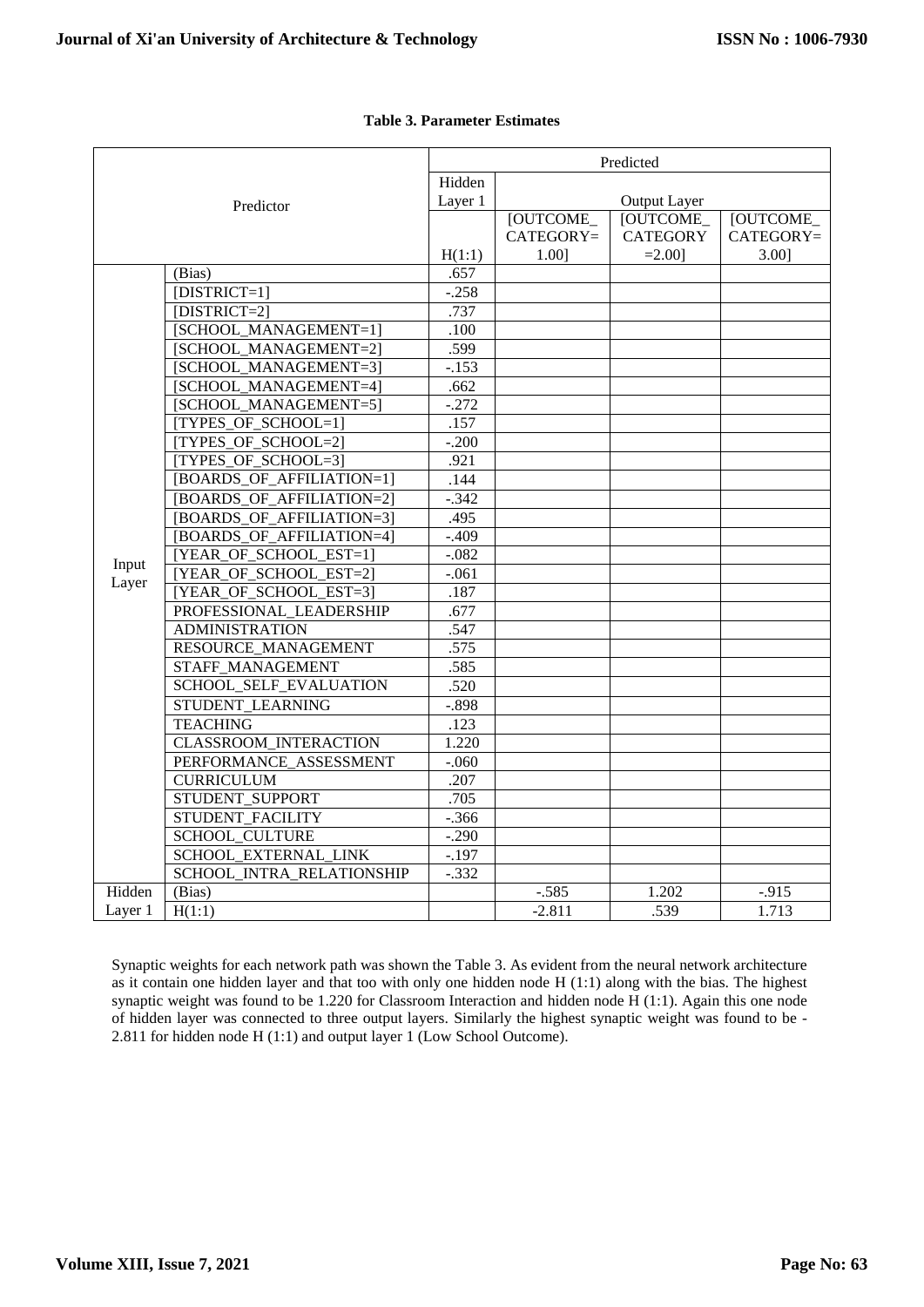**Table 3. Parameter Estimates**

| Predictor | | Predicted | | | |
|---|---|---|---|---|---|
| | | Hidden Layer 1 | Output Layer | | |
| | | H(1:1) | [OUTCOME_CATEGORY=1.00] | [OUTCOME_CATEGORY=2.00] | [OUTCOME_CATEGORY=3.00] |
| Input Layer | (Bias) | .657 | | | |
| | [DISTRICT=1] | -.258 | | | |
| | [DISTRICT=2] | .737 | | | |
| | [SCHOOL_MANAGEMENT=1] | .100 | | | |
| | [SCHOOL_MANAGEMENT=2] | .599 | | | |
| | [SCHOOL_MANAGEMENT=3] | -.153 | | | |
| | [SCHOOL_MANAGEMENT=4] | .662 | | | |
| | [SCHOOL_MANAGEMENT=5] | -.272 | | | |
| | [TYPES_OF_SCHOOL=1] | .157 | | | |
| | [TYPES_OF_SCHOOL=2] | -.200 | | | |
| | [TYPES_OF_SCHOOL=3] | .921 | | | |
| | [BOARDS_OF_AFFILIATION=1] | .144 | | | |
| | [BOARDS_OF_AFFILIATION=2] | -.342 | | | |
| | [BOARDS_OF_AFFILIATION=3] | .495 | | | |
| | [BOARDS_OF_AFFILIATION=4] | -.409 | | | |
| | [YEAR_OF_SCHOOL_EST=1] | -.082 | | | |
| | [YEAR_OF_SCHOOL_EST=2] | -.061 | | | |
| | [YEAR_OF_SCHOOL_EST=3] | .187 | | | |
| | PROFESSIONAL_LEADERSHIP | .677 | | | |
| | ADMINISTRATION | .547 | | | |
| | RESOURCE_MANAGEMENT | .575 | | | |
| | STAFF_MANAGEMENT | .585 | | | |
| | SCHOOL_SELF_EVALUATION | .520 | | | |
| | STUDENT_LEARNING | -.898 | | | |
| | TEACHING | .123 | | | |
| | CLASSROOM_INTERACTION | 1.220 | | | |
| | PERFORMANCE_ASSESSMENT | -.060 | | | |
| | CURRICULUM | .207 | | | |
| | STUDENT_SUPPORT | .705 | | | |
| | STUDENT_FACILITY | -.366 | | | |
| | SCHOOL_CULTURE | -.290 | | | |
| | SCHOOL_EXTERNAL_LINK | -.197 | | | |
| | SCHOOL_INTRA_RELATIONSHIP | -.332 | | | |
| Hidden Layer 1 | (Bias) | | -.585 | 1.202 | -.915 |
| | H(1:1) | | -2.811 | .539 | 1.713 |

Synaptic weights for each network path was shown the Table 3. As evident from the neural network architecture as it contain one hidden layer and that too with only one hidden node H (1:1) along with the bias. The highest synaptic weight was found to be 1.220 for Classroom Interaction and hidden node H (1:1). Again this one node of hidden layer was connected to three output layers. Similarly the highest synaptic weight was found to be -2.811 for hidden node H (1:1) and output layer 1 (Low School Outcome).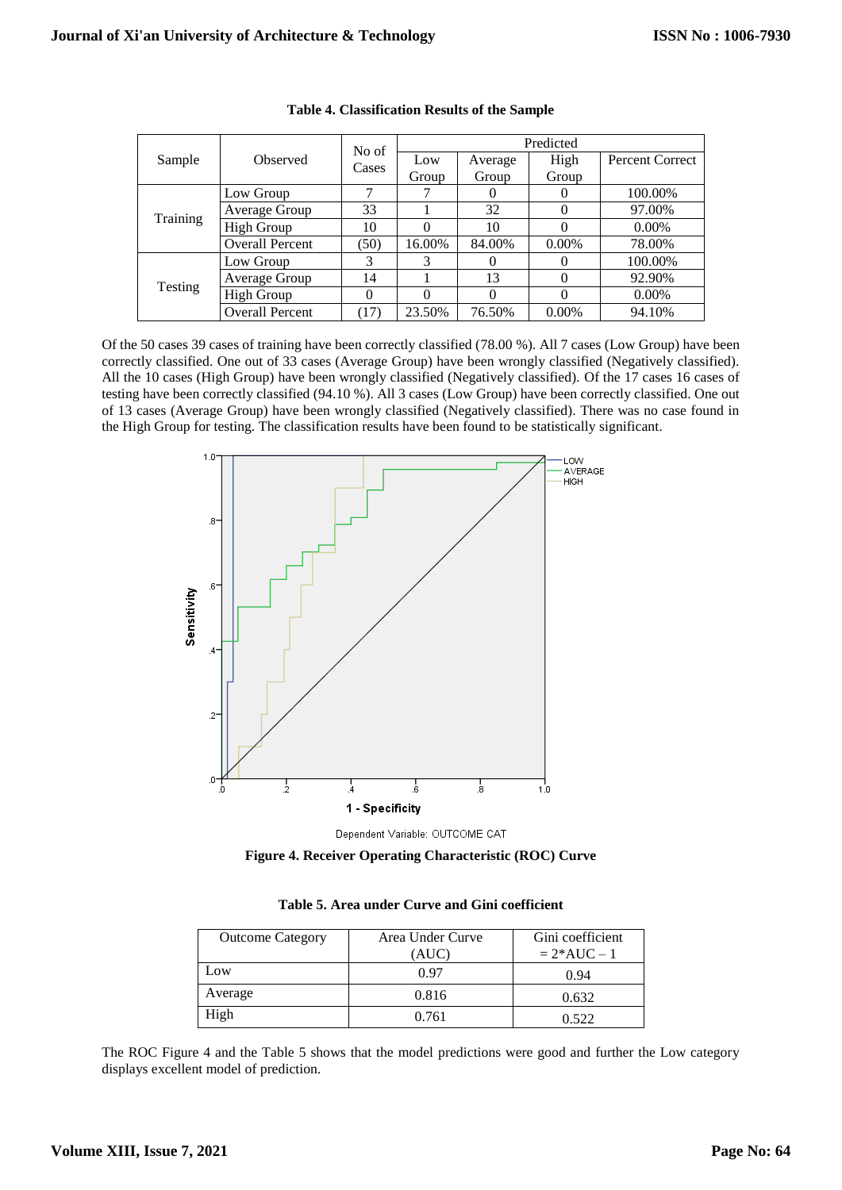**Table 4. Classification Results of the Sample**

| Sample | Observed | No of Cases | Predicted | | | |
|---|---|---|---|---|---|---|
| | | | Low Group | Average Group | High Group | Percent Correct |
| Training | Low Group | 7 | 7 | 0 | 0 | 100.00% |
| | Average Group | 33 | 1 | 32 | 0 | 97.00% |
| | High Group | 10 | 0 | 10 | 0 | 0.00% |
| | Overall Percent | (50) | 16.00% | 84.00% | 0.00% | 78.00% |
| Testing | Low Group | 3 | 3 | 0 | 0 | 100.00% |
| | Average Group | 14 | 1 | 13 | 0 | 92.90% |
| | High Group | 0 | 0 | 0 | 0 | 0.00% |
| | Overall Percent | (17) | 23.50% | 76.50% | 0.00% | 94.10% |

Of the 50 cases 39 cases of training have been correctly classified (78.00 %). All 7 cases (Low Group) have been correctly classified. One out of 33 cases (Average Group) have been wrongly classified (Negatively classified). All the 10 cases (High Group) have been wrongly classified (Negatively classified). Of the 17 cases 16 cases of testing have been correctly classified (94.10 %). All 3 cases (Low Group) have been correctly classified. One out of 13 cases (Average Group) have been wrongly classified (Negatively classified). There was no case found in the High Group for testing. The classification results have been found to be statistically significant.

Dependent Variable: OUTCOME CAT

**Figure 4. Receiver Operating Characteristic (ROC) Curve**

**Table 5. Area under Curve and Gini coefficient**

| Outcome Category | Area Under Curve (AUC) | Gini coefficient = 2*AUC – 1 |
|---|---|---|
| Low | 0.97 | 0.94 |
| Average | 0.816 | 0.632 |
| High | 0.761 | 0.522 |

The ROC Figure 4 and the Table 5 shows that the model predictions were good and further the Low category displays excellent model of prediction.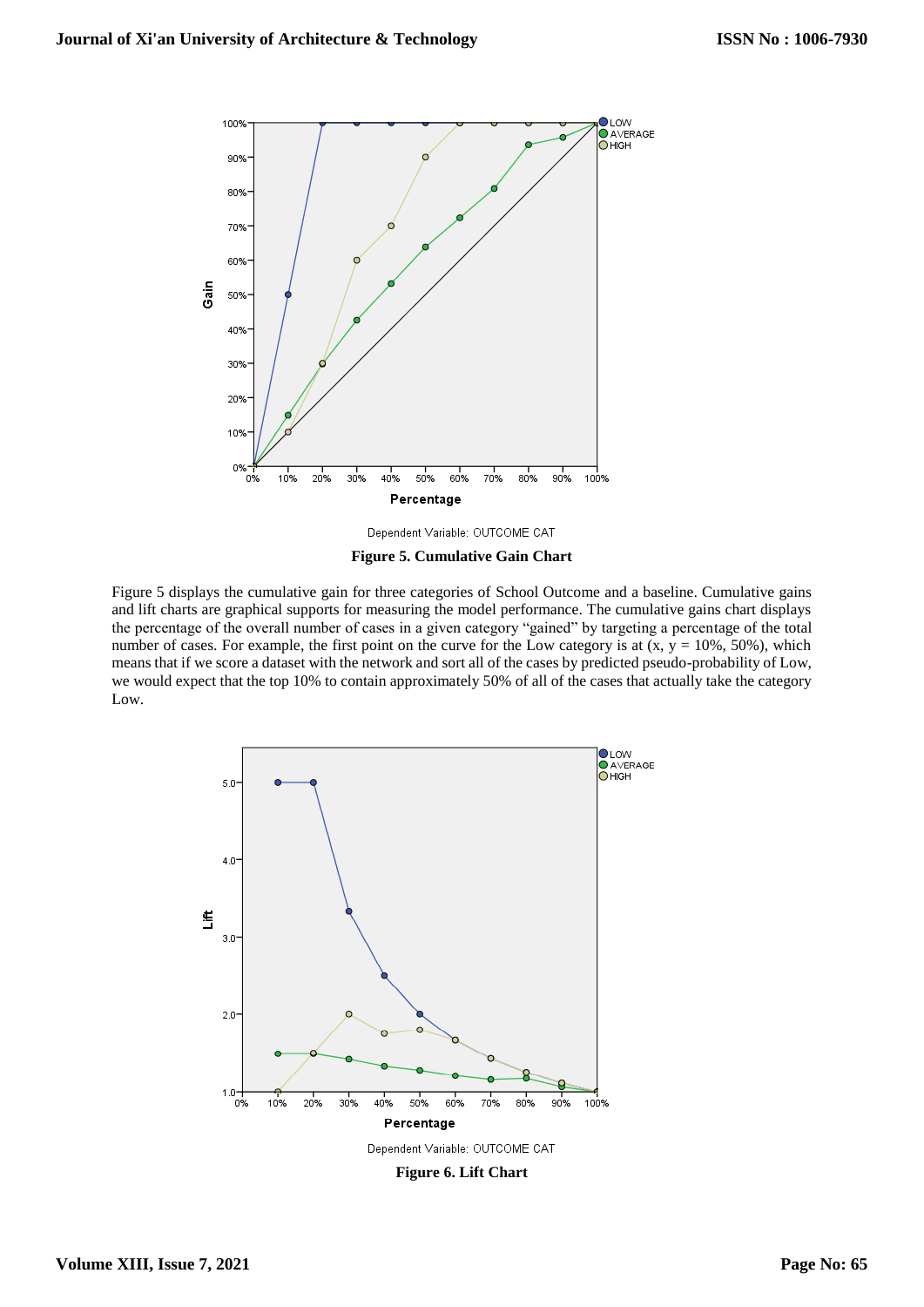Dependent Variable: OUTCOME CAT

**Figure 5. Cumulative Gain Chart**

Figure 5 displays the cumulative gain for three categories of School Outcome and a baseline. Cumulative gains and lift charts are graphical supports for measuring the model performance. The cumulative gains chart displays the percentage of the overall number of cases in a given category "gained" by targeting a percentage of the total number of cases. For example, the first point on the curve for the Low category is at (x, y = 10%, 50%), which means that if we score a dataset with the network and sort all of the cases by predicted pseudo-probability of Low, we would expect that the top 10% to contain approximately 50% of all of the cases that actually take the category Low.

Dependent Variable: OUTCOME CAT

**Figure 6. Lift Chart**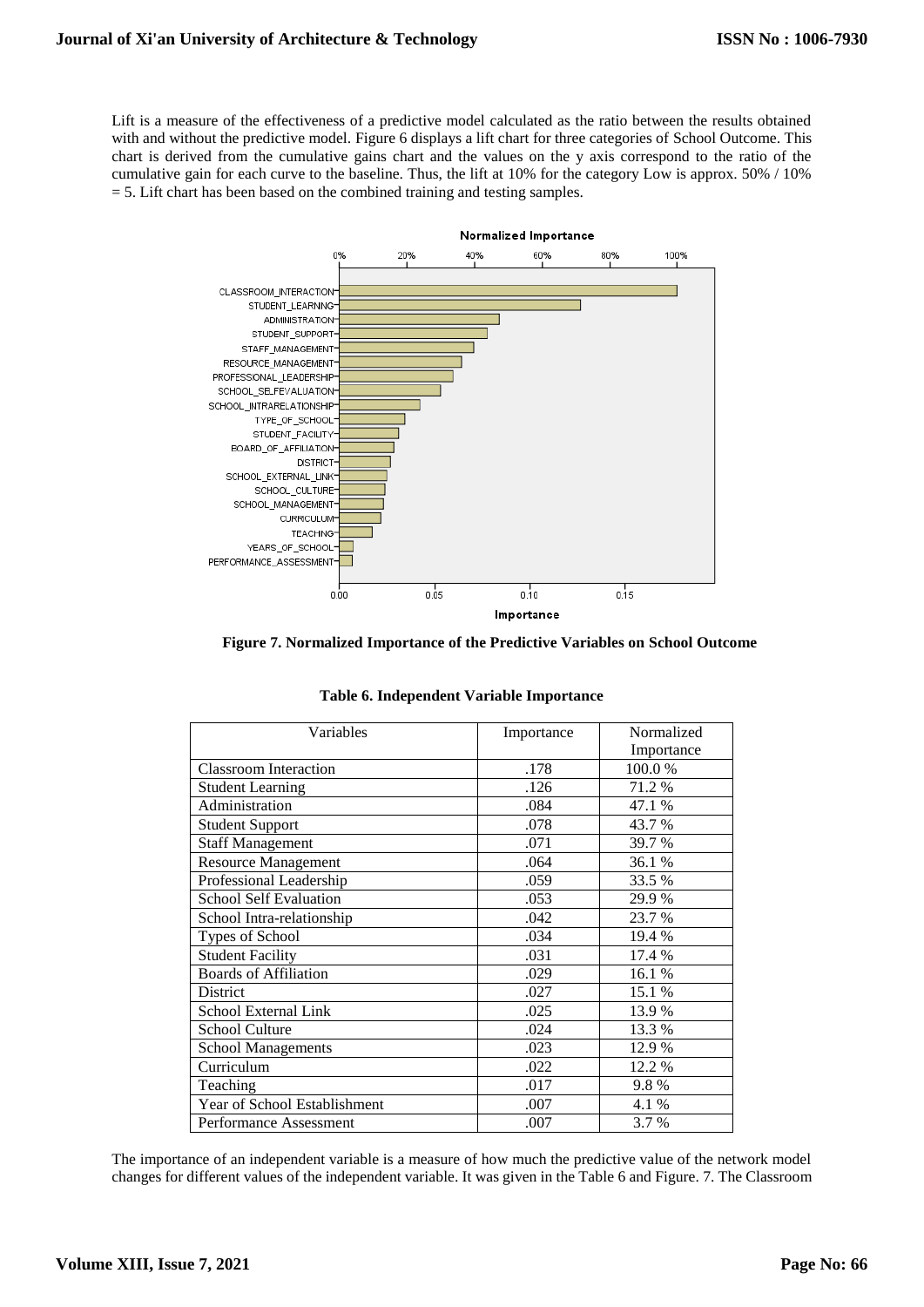Lift is a measure of the effectiveness of a predictive model calculated as the ratio between the results obtained with and without the predictive model. Figure 6 displays a lift chart for three categories of School Outcome. This chart is derived from the cumulative gains chart and the values on the y axis correspond to the ratio of the cumulative gain for each curve to the baseline. Thus, the lift at 10% for the category Low is approx. 50% / 10% = 5. Lift chart has been based on the combined training and testing samples.

**Figure 7. Normalized Importance of the Predictive Variables on School Outcome**

**Table 6. Independent Variable Importance**

| Variables | Importance | Normalized Importance |
|---|---|---|
| Classroom Interaction | .178 | 100.0 % |
| Student Learning | .126 | 71.2 % |
| Administration | .084 | 47.1 % |
| Student Support | .078 | 43.7 % |
| Staff Management | .071 | 39.7 % |
| Resource Management | .064 | 36.1 % |
| Professional Leadership | .059 | 33.5 % |
| School Self Evaluation | .053 | 29.9 % |
| School Intra-relationship | .042 | 23.7 % |
| Types of School | .034 | 19.4 % |
| Student Facility | .031 | 17.4 % |
| Boards of Affiliation | .029 | 16.1 % |
| District | .027 | 15.1 % |
| School External Link | .025 | 13.9 % |
| School Culture | .024 | 13.3 % |
| School Managements | .023 | 12.9 % |
| Curriculum | .022 | 12.2 % |
| Teaching | .017 | 9.8 % |
| Year of School Establishment | .007 | 4.1 % |
| Performance Assessment | .007 | 3.7 % |

The importance of an independent variable is a measure of how much the predictive value of the network model changes for different values of the independent variable. It was given in the Table 6 and Figure. 7. The Classroom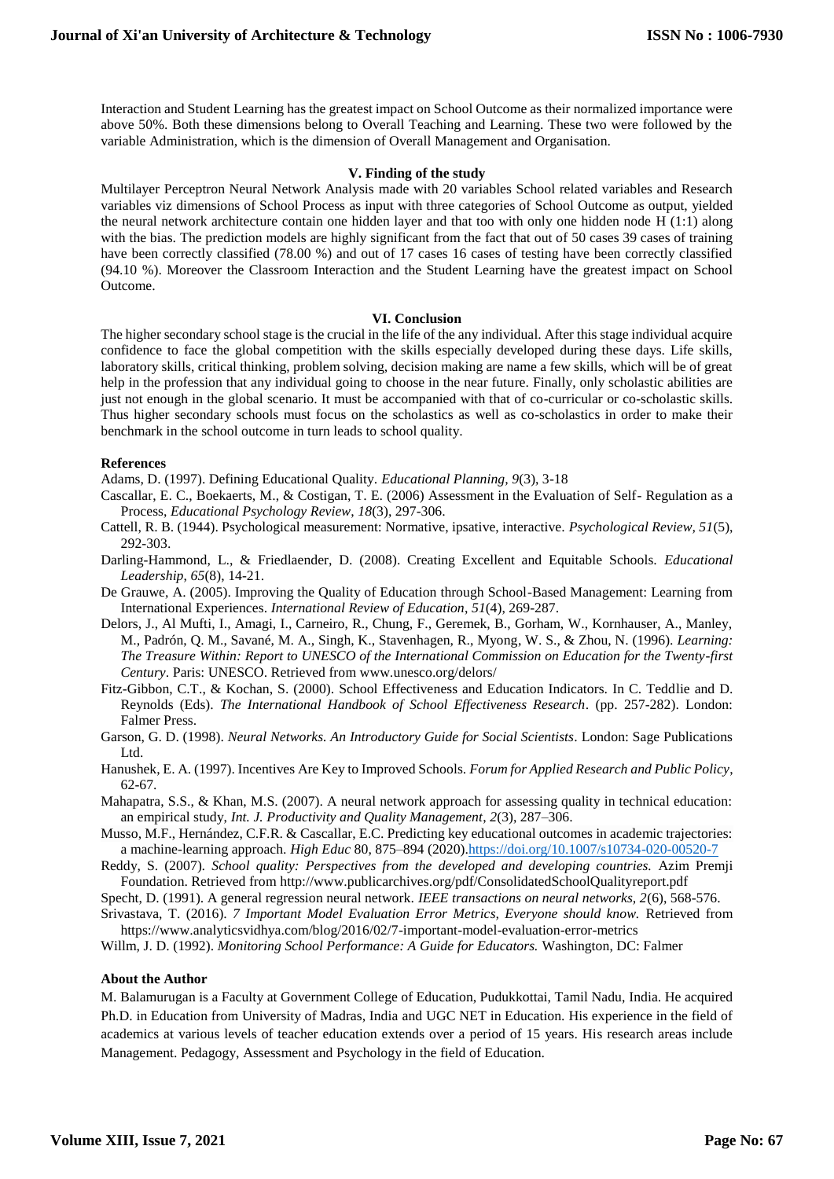Interaction and Student Learning has the greatest impact on School Outcome as their normalized importance were above 50%. Both these dimensions belong to Overall Teaching and Learning. These two were followed by the variable Administration, which is the dimension of Overall Management and Organisation.

## V. Finding of the study

Multilayer Perceptron Neural Network Analysis made with 20 variables School related variables and Research variables viz dimensions of School Process as input with three categories of School Outcome as output, yielded the neural network architecture contain one hidden layer and that too with only one hidden node H (1:1) along with the bias. The prediction models are highly significant from the fact that out of 50 cases 39 cases of training have been correctly classified (78.00 %) and out of 17 cases 16 cases of testing have been correctly classified (94.10 %). Moreover the Classroom Interaction and the Student Learning have the greatest impact on School Outcome.

## VI. Conclusion

The higher secondary school stage is the crucial in the life of the any individual. After this stage individual acquire confidence to face the global competition with the skills especially developed during these days. Life skills, laboratory skills, critical thinking, problem solving, decision making are name a few skills, which will be of great help in the profession that any individual going to choose in the near future. Finally, only scholastic abilities are just not enough in the global scenario. It must be accompanied with that of co-curricular or co-scholastic skills. Thus higher secondary schools must focus on the scholastics as well as co-scholastics in order to make their benchmark in the school outcome in turn leads to school quality.

**References**

Adams, D. (1997). Defining Educational Quality. *Educational Planning*, *9*(3), 3-18

Cascallar, E. C., Boekaerts, M., & Costigan, T. E. (2006) Assessment in the Evaluation of Self- Regulation as a Process, *Educational Psychology Review*, *18*(3), 297-306.

Cattell, R. B. (1944). Psychological measurement: Normative, ipsative, interactive. *Psychological Review, 51*(5), 292-303.

Darling-Hammond, L., & Friedlaender, D. (2008). Creating Excellent and Equitable Schools. *Educational Leadership*, *65*(8), 14-21.

De Grauwe, A. (2005). Improving the Quality of Education through School-Based Management: Learning from International Experiences. *International Review of Education*, *51*(4), 269-287.

Delors, J., Al Mufti, I., Amagi, I., Carneiro, R., Chung, F., Geremek, B., Gorham, W., Kornhauser, A., Manley, M., Padrón, Q. M., Savané, M. A., Singh, K., Stavenhagen, R., Myong, W. S., & Zhou, N. (1996). *Learning: The Treasure Within: Report to UNESCO of the International Commission on Education for the Twenty-first Century*. Paris: UNESCO. Retrieved from www.unesco.org/delors/

Fitz-Gibbon, C.T., & Kochan, S. (2000). School Effectiveness and Education Indicators. In C. Teddlie and D. Reynolds (Eds). *The International Handbook of School Effectiveness Research*. (pp. 257-282). London: Falmer Press.

Garson, G. D. (1998). *Neural Networks. An Introductory Guide for Social Scientists*. London: Sage Publications Ltd.

Hanushek, E. A. (1997). Incentives Are Key to Improved Schools. *Forum for Applied Research and Public Policy*, 62-67.

Mahapatra, S.S., & Khan, M.S. (2007). A neural network approach for assessing quality in technical education: an empirical study, *Int. J. Productivity and Quality Management*, *2*(3), 287–306.

Musso, M.F., Hernández, C.F.R. & Cascallar, E.C. Predicting key educational outcomes in academic trajectories: a machine-learning approach. *High Educ* 80, 875–894 (2020).https://doi.org/10.1007/s10734-020-00520-7

Reddy, S. (2007). *School quality: Perspectives from the developed and developing countries.* Azim Premji Foundation. Retrieved from http://www.publicarchives.org/pdf/ConsolidatedSchoolQualityreport.pdf

Specht, D. (1991). A general regression neural network. *IEEE transactions on neural networks, 2*(6), 568-576.

Srivastava, T. (2016). *7 Important Model Evaluation Error Metrics, Everyone should know.* Retrieved from https://www.analyticsvidhya.com/blog/2016/02/7-important-model-evaluation-error-metrics

Willm, J. D. (1992). *Monitoring School Performance: A Guide for Educators.* Washington, DC: Falmer

**About the Author**

M. Balamurugan is a Faculty at Government College of Education, Pudukkottai, Tamil Nadu, India. He acquired Ph.D. in Education from University of Madras, India and UGC NET in Education. His experience in the field of academics at various levels of teacher education extends over a period of 15 years. His research areas include Management. Pedagogy, Assessment and Psychology in the field of Education.